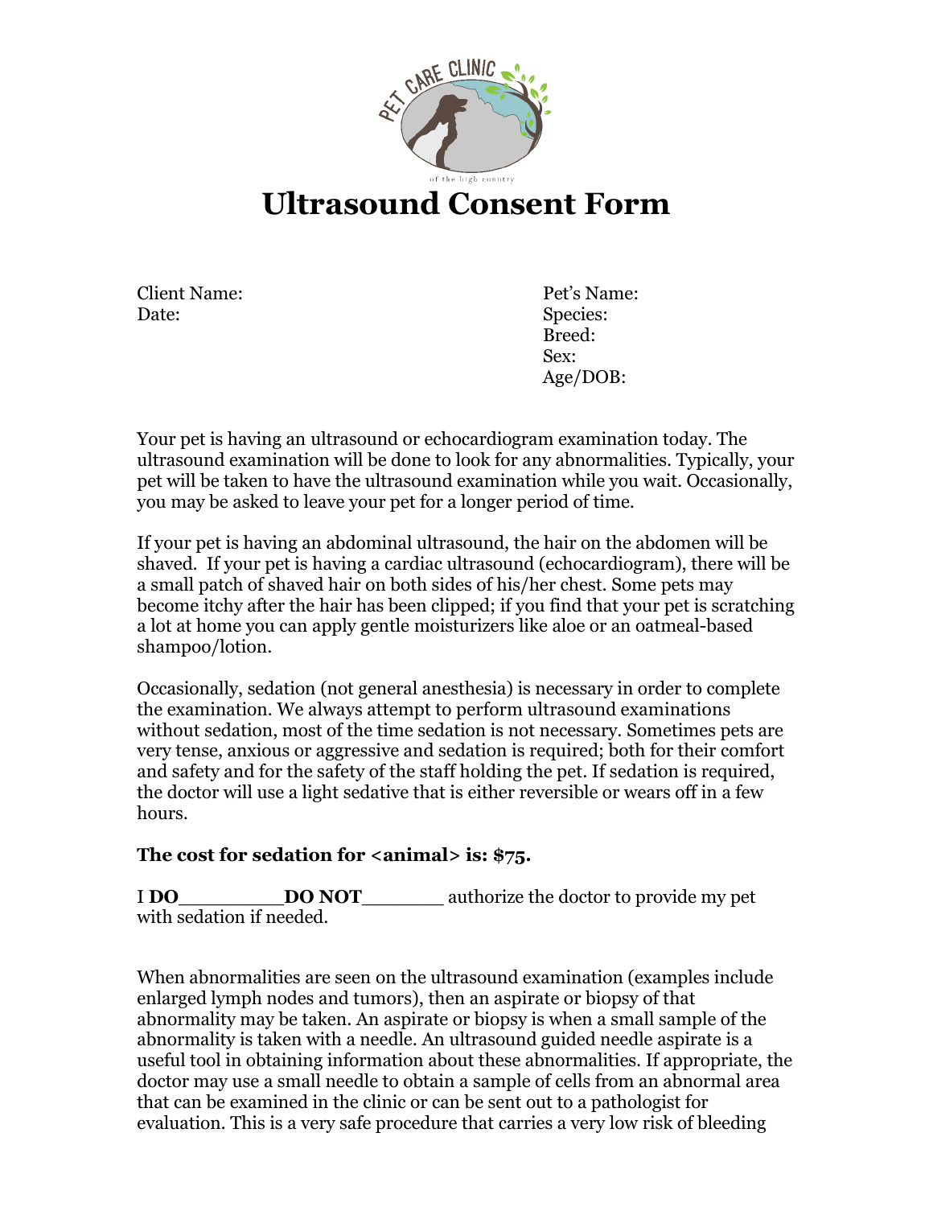PET CARE CLINIC

of the high country

# Ultrasound Consent Form

Client Name:
Date:

Pet's Name:
Species:
Breed:
Sex:
Age/DOB:

Your pet is having an ultrasound or echocardiogram examination today. The ultrasound examination will be done to look for any abnormalities. Typically, your pet will be taken to have the ultrasound examination while you wait. Occasionally, you may be asked to leave your pet for a longer period of time.

If your pet is having an abdominal ultrasound, the hair on the abdomen will be shaved. If your pet is having a cardiac ultrasound (echocardiogram), there will be a small patch of shaved hair on both sides of his/her chest. Some pets may become itchy after the hair has been clipped; if you find that your pet is scratching a lot at home you can apply gentle moisturizers like aloe or an oatmeal-based shampoo/lotion.

Occasionally, sedation (not general anesthesia) is necessary in order to complete the examination. We always attempt to perform ultrasound examinations without sedation, most of the time sedation is not necessary. Sometimes pets are very tense, anxious or aggressive and sedation is required; both for their comfort and safety and for the safety of the staff holding the pet. If sedation is required, the doctor will use a light sedative that is either reversible or wears off in a few hours.

**The cost for sedation for <animal> is: $75.**

I **DO**_________**DO NOT**_______ authorize the doctor to provide my pet with sedation if needed.

When abnormalities are seen on the ultrasound examination (examples include enlarged lymph nodes and tumors), then an aspirate or biopsy of that abnormality may be taken. An aspirate or biopsy is when a small sample of the abnormality is taken with a needle. An ultrasound guided needle aspirate is a useful tool in obtaining information about these abnormalities. If appropriate, the doctor may use a small needle to obtain a sample of cells from an abnormal area that can be examined in the clinic or can be sent out to a pathologist for evaluation. This is a very safe procedure that carries a very low risk of bleeding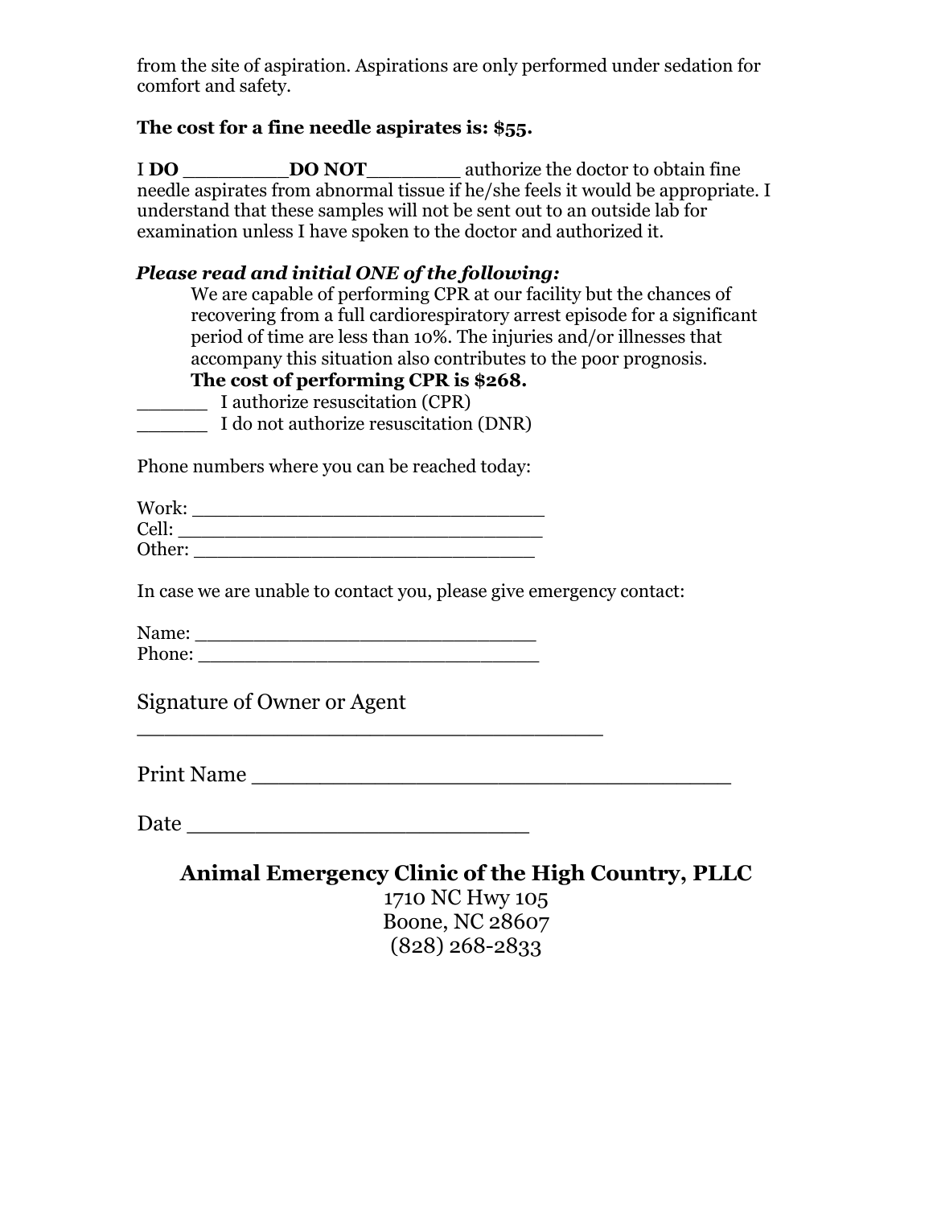from the site of aspiration. Aspirations are only performed under sedation for comfort and safety.

**The cost for a fine needle aspirates is: $55.**

I **DO** _________**DO NOT**________ authorize the doctor to obtain fine needle aspirates from abnormal tissue if he/she feels it would be appropriate. I understand that these samples will not be sent out to an outside lab for examination unless I have spoken to the doctor and authorized it.

***Please read and initial ONE of the following:***

We are capable of performing CPR at our facility but the chances of recovering from a full cardiorespiratory arrest episode for a significant period of time are less than 10%. The injuries and/or illnesses that accompany this situation also contributes to the poor prognosis.

**The cost of performing CPR is $268.**

______ I authorize resuscitation (CPR)
______ I do not authorize resuscitation (DNR)

Phone numbers where you can be reached today:

Work: ______________________________
Cell: _______________________________
Other: _____________________________

In case we are unable to contact you, please give emergency contact:

Name: _____________________________
Phone: _____________________________

Signature of Owner or Agent
______________________________________

Print Name ___________________________________

Date __________________________

**Animal Emergency Clinic of the High Country, PLLC**
1710 NC Hwy 105
Boone, NC 28607
(828) 268-2833